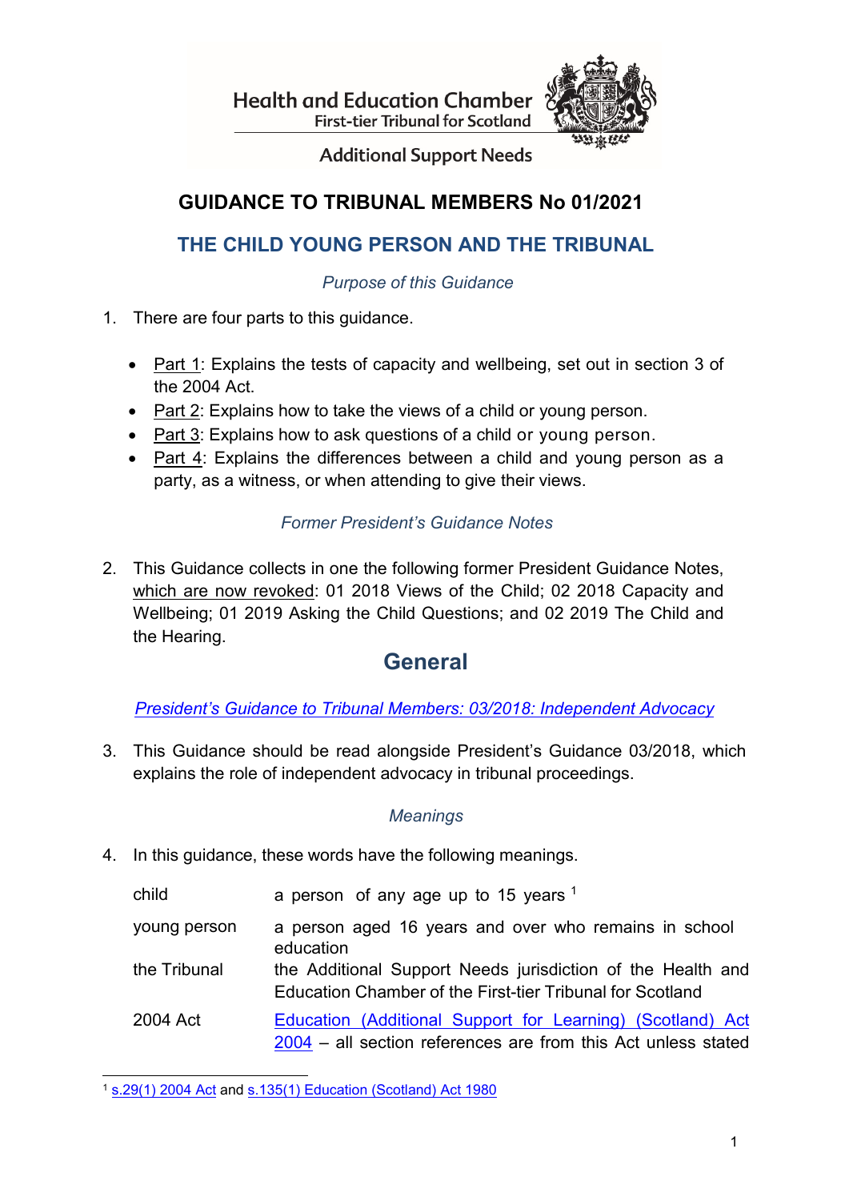Health and Education Chamber
First-tier Tribunal for Scotland

Additional Support Needs

# GUIDANCE TO TRIBUNAL MEMBERS No 01/2021

## THE CHILD YOUNG PERSON AND THE TRIBUNAL

*Purpose of this Guidance*

1. There are four parts to this guidance.

    - Part 1: Explains the tests of capacity and wellbeing, set out in section 3 of the 2004 Act.
    - Part 2: Explains how to take the views of a child or young person.
    - Part 3: Explains how to ask questions of a child or young person.
    - Part 4: Explains the differences between a child and young person as a party, as a witness, or when attending to give their views.

*Former President's Guidance Notes*

2. This Guidance collects in one the following former President Guidance Notes, which are now revoked: 01 2018 Views of the Child; 02 2018 Capacity and Wellbeing; 01 2019 Asking the Child Questions; and 02 2019 The Child and the Hearing.

## General

*President's Guidance to Tribunal Members: 03/2018: Independent Advocacy*

3. This Guidance should be read alongside President's Guidance 03/2018, which explains the role of independent advocacy in tribunal proceedings.

*Meanings*

4. In this guidance, these words have the following meanings.

| | |
|---|---|
| child | a person of any age up to 15 years [1] |
| young person | a person aged 16 years and over who remains in school education |
| the Tribunal | the Additional Support Needs jurisdiction of the Health and Education Chamber of the First-tier Tribunal for Scotland |
| 2004 Act | Education (Additional Support for Learning) (Scotland) Act 2004 – all section references are from this Act unless stated |

[1] s.29(1) 2004 Act and s.135(1) Education (Scotland) Act 1980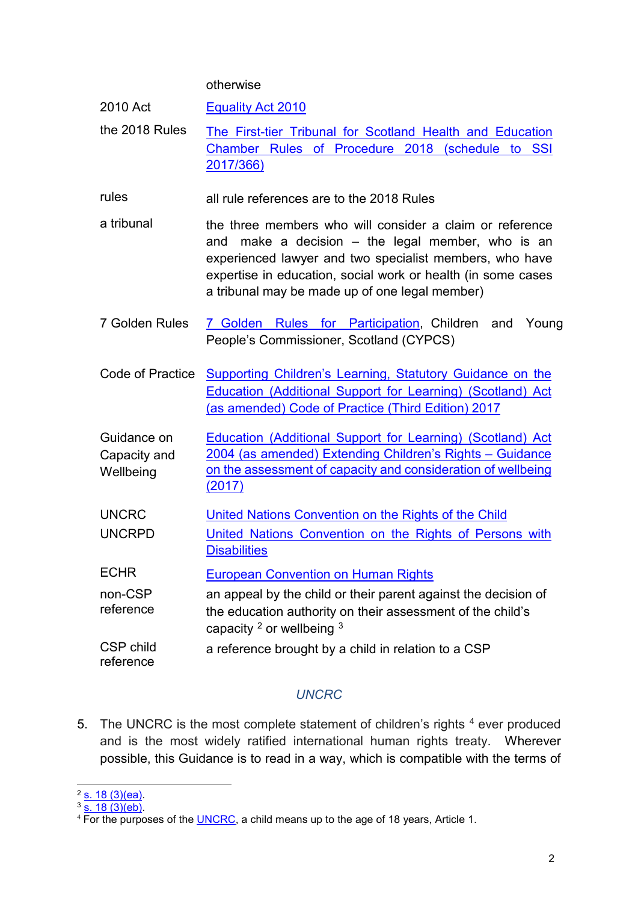| | |
|---|---|
| | otherwise |
| 2010 Act | Equality Act 2010 |
| the 2018 Rules | The First-tier Tribunal for Scotland Health and Education Chamber Rules of Procedure 2018 (schedule to SSI 2017/366) |
| rules | all rule references are to the 2018 Rules |
| a tribunal | the three members who will consider a claim or reference and make a decision – the legal member, who is an experienced lawyer and two specialist members, who have expertise in education, social work or health (in some cases a tribunal may be made up of one legal member) |
| 7 Golden Rules | 7 Golden Rules for Participation, Children and Young People's Commissioner, Scotland (CYPCS) |
| Code of Practice | Supporting Children's Learning, Statutory Guidance on the Education (Additional Support for Learning) (Scotland) Act (as amended) Code of Practice (Third Edition) 2017 |
| Guidance on Capacity and Wellbeing | Education (Additional Support for Learning) (Scotland) Act 2004 (as amended) Extending Children's Rights – Guidance on the assessment of capacity and consideration of wellbeing (2017) |
| UNCRC | United Nations Convention on the Rights of the Child |
| UNCRPD | United Nations Convention on the Rights of Persons with Disabilities |
| ECHR | European Convention on Human Rights |
| non-CSP reference | an appeal by the child or their parent against the decision of the education authority on their assessment of the child's capacity [2] or wellbeing [3] |
| CSP child reference | a reference brought by a child in relation to a CSP |

### *UNCRC*

5. The UNCRC is the most complete statement of children's rights [4] ever produced and is the most widely ratified international human rights treaty. Wherever possible, this Guidance is to read in a way, which is compatible with the terms of

---

[2] s. 18 (3)(ea).

[3] s. 18 (3)(eb).

[4] For the purposes of the UNCRC, a child means up to the age of 18 years, Article 1.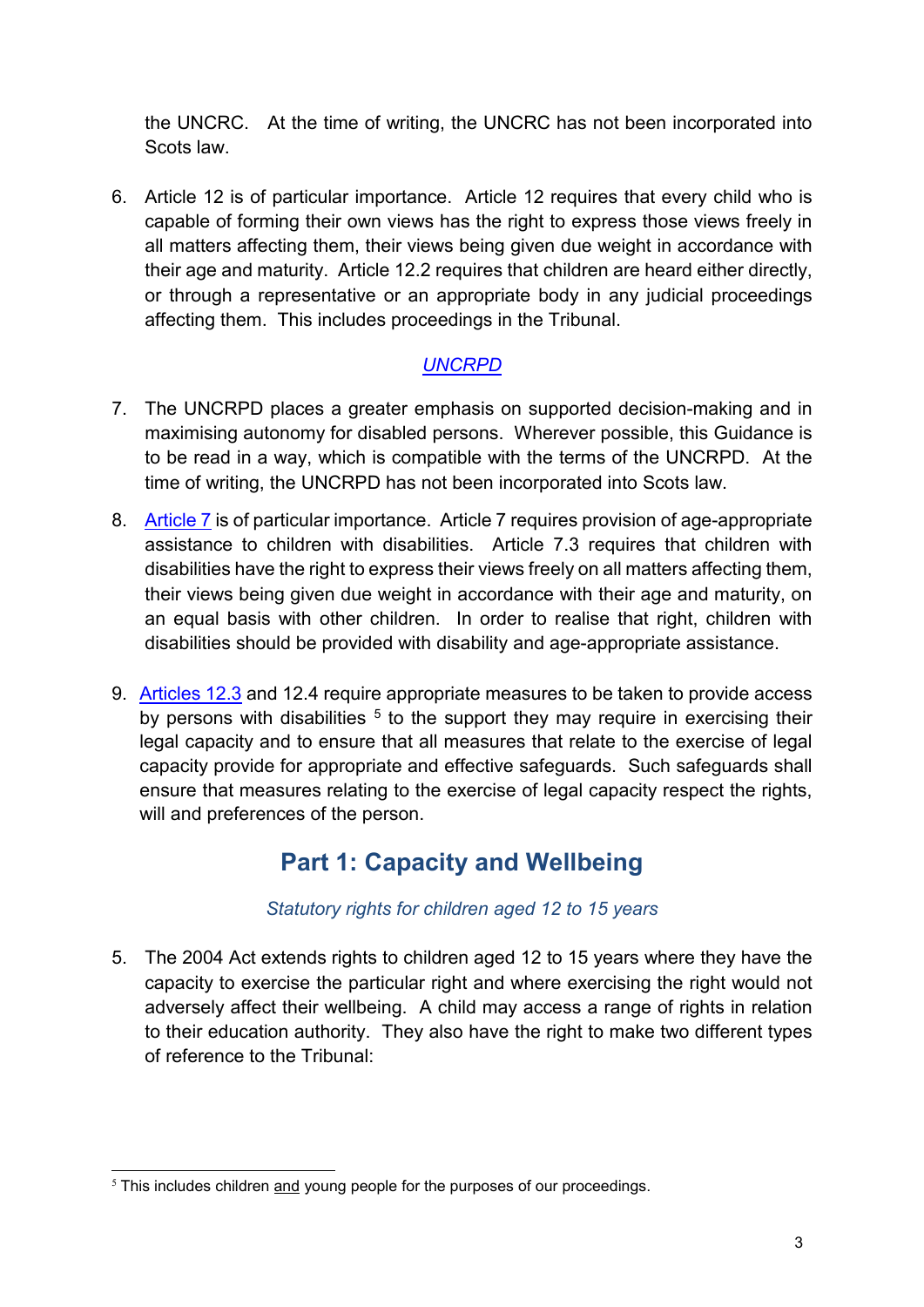the UNCRC. At the time of writing, the UNCRC has not been incorporated into Scots law.

6. Article 12 is of particular importance. Article 12 requires that every child who is capable of forming their own views has the right to express those views freely in all matters affecting them, their views being given due weight in accordance with their age and maturity. Article 12.2 requires that children are heard either directly, or through a representative or an appropriate body in any judicial proceedings affecting them. This includes proceedings in the Tribunal.

### *UNCRPD*

7. The UNCRPD places a greater emphasis on supported decision-making and in maximising autonomy for disabled persons. Wherever possible, this Guidance is to be read in a way, which is compatible with the terms of the UNCRPD. At the time of writing, the UNCRPD has not been incorporated into Scots law.

8. Article 7 is of particular importance. Article 7 requires provision of age-appropriate assistance to children with disabilities. Article 7.3 requires that children with disabilities have the right to express their views freely on all matters affecting them, their views being given due weight in accordance with their age and maturity, on an equal basis with other children. In order to realise that right, children with disabilities should be provided with disability and age-appropriate assistance.

9. Articles 12.3 and 12.4 require appropriate measures to be taken to provide access by persons with disabilities [5] to the support they may require in exercising their legal capacity and to ensure that all measures that relate to the exercise of legal capacity provide for appropriate and effective safeguards. Such safeguards shall ensure that measures relating to the exercise of legal capacity respect the rights, will and preferences of the person.

## Part 1: Capacity and Wellbeing

### *Statutory rights for children aged 12 to 15 years*

5. The 2004 Act extends rights to children aged 12 to 15 years where they have the capacity to exercise the particular right and where exercising the right would not adversely affect their wellbeing. A child may access a range of rights in relation to their education authority. They also have the right to make two different types of reference to the Tribunal:

[5] This includes children and young people for the purposes of our proceedings.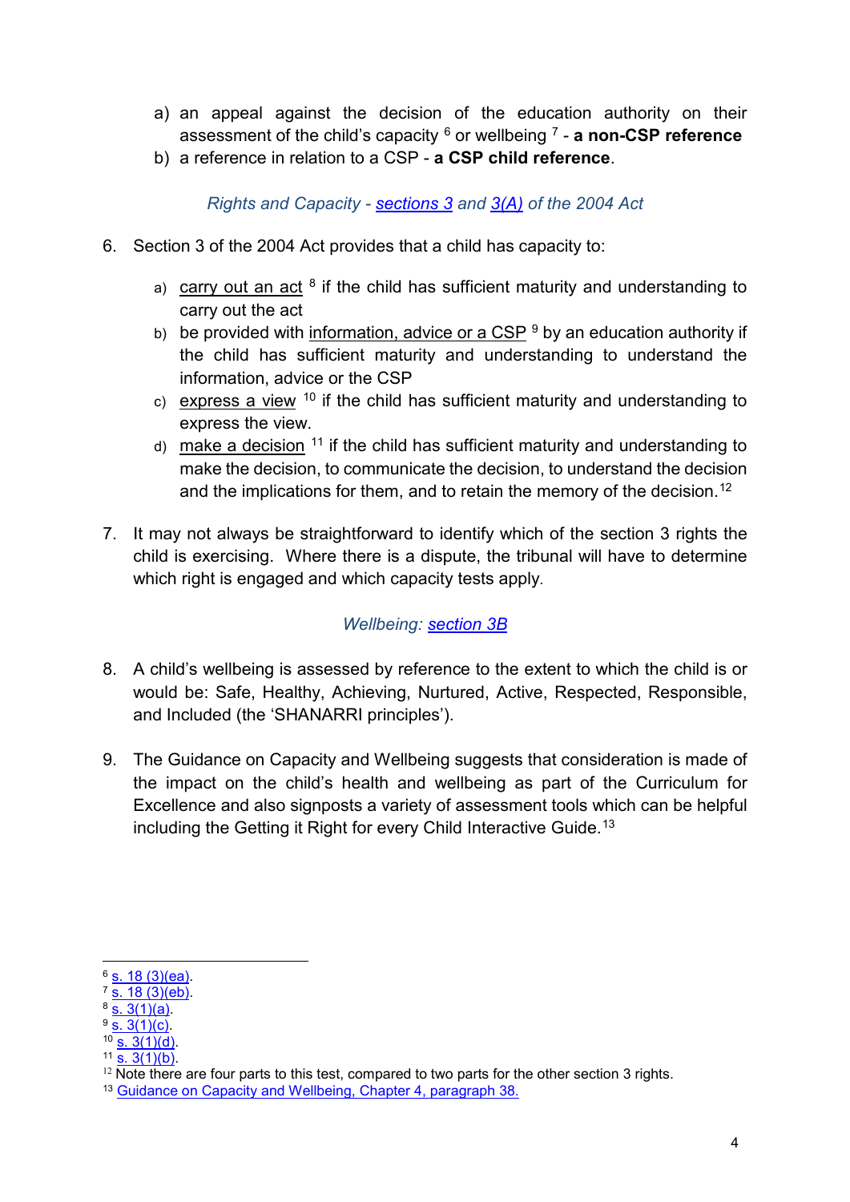a) an appeal against the decision of the education authority on their assessment of the child's capacity [6] or wellbeing [7] - **a non-CSP reference**
b) a reference in relation to a CSP - **a CSP child reference**.

*Rights and Capacity - sections 3 and 3(A) of the 2004 Act*

6. Section 3 of the 2004 Act provides that a child has capacity to:

    a) carry out an act [8] if the child has sufficient maturity and understanding to carry out the act
    b) be provided with information, advice or a CSP [9] by an education authority if the child has sufficient maturity and understanding to understand the information, advice or the CSP
    c) express a view [10] if the child has sufficient maturity and understanding to express the view.
    d) make a decision [11] if the child has sufficient maturity and understanding to make the decision, to communicate the decision, to understand the decision and the implications for them, and to retain the memory of the decision.[12]

7. It may not always be straightforward to identify which of the section 3 rights the child is exercising. Where there is a dispute, the tribunal will have to determine which right is engaged and which capacity tests apply.

*Wellbeing: section 3B*

8. A child's wellbeing is assessed by reference to the extent to which the child is or would be: Safe, Healthy, Achieving, Nurtured, Active, Respected, Responsible, and Included (the 'SHANARRI principles').

9. The Guidance on Capacity and Wellbeing suggests that consideration is made of the impact on the child's health and wellbeing as part of the Curriculum for Excellence and also signposts a variety of assessment tools which can be helpful including the Getting it Right for every Child Interactive Guide.[13]

---

[6] s. 18 (3)(ea).
[7] s. 18 (3)(eb).
[8] s. 3(1)(a).
[9] s. 3(1)(c).
[10] s. 3(1)(d).
[11] s. 3(1)(b).
[12] Note there are four parts to this test, compared to two parts for the other section 3 rights.
[13] Guidance on Capacity and Wellbeing, Chapter 4, paragraph 38.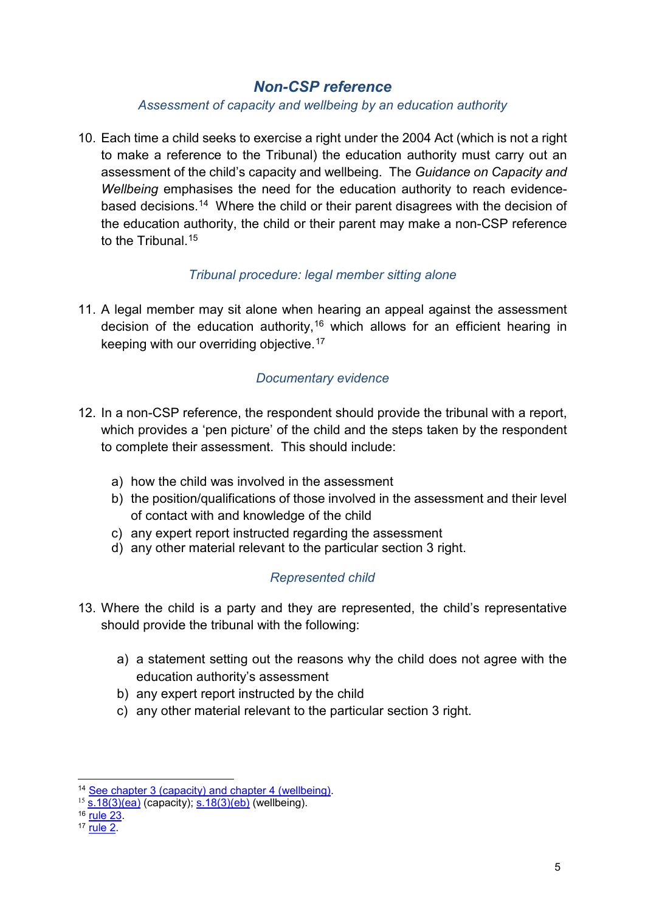## *Non-CSP reference*

*Assessment of capacity and wellbeing by an education authority*

10. Each time a child seeks to exercise a right under the 2004 Act (which is not a right to make a reference to the Tribunal) the education authority must carry out an assessment of the child's capacity and wellbeing. The *Guidance on Capacity and Wellbeing* emphasises the need for the education authority to reach evidence-based decisions.[14] Where the child or their parent disagrees with the decision of the education authority, the child or their parent may make a non-CSP reference to the Tribunal.[15]

*Tribunal procedure: legal member sitting alone*

11. A legal member may sit alone when hearing an appeal against the assessment decision of the education authority,[16] which allows for an efficient hearing in keeping with our overriding objective.[17]

*Documentary evidence*

12. In a non-CSP reference, the respondent should provide the tribunal with a report, which provides a 'pen picture' of the child and the steps taken by the respondent to complete their assessment. This should include:

    a) how the child was involved in the assessment
    b) the position/qualifications of those involved in the assessment and their level of contact with and knowledge of the child
    c) any expert report instructed regarding the assessment
    d) any other material relevant to the particular section 3 right.

*Represented child*

13. Where the child is a party and they are represented, the child's representative should provide the tribunal with the following:

    a) a statement setting out the reasons why the child does not agree with the education authority's assessment
    b) any expert report instructed by the child
    c) any other material relevant to the particular section 3 right.

---

[14] See chapter 3 (capacity) and chapter 4 (wellbeing).
[15] s.18(3)(ea) (capacity); s.18(3)(eb) (wellbeing).
[16] rule 23.
[17] rule 2.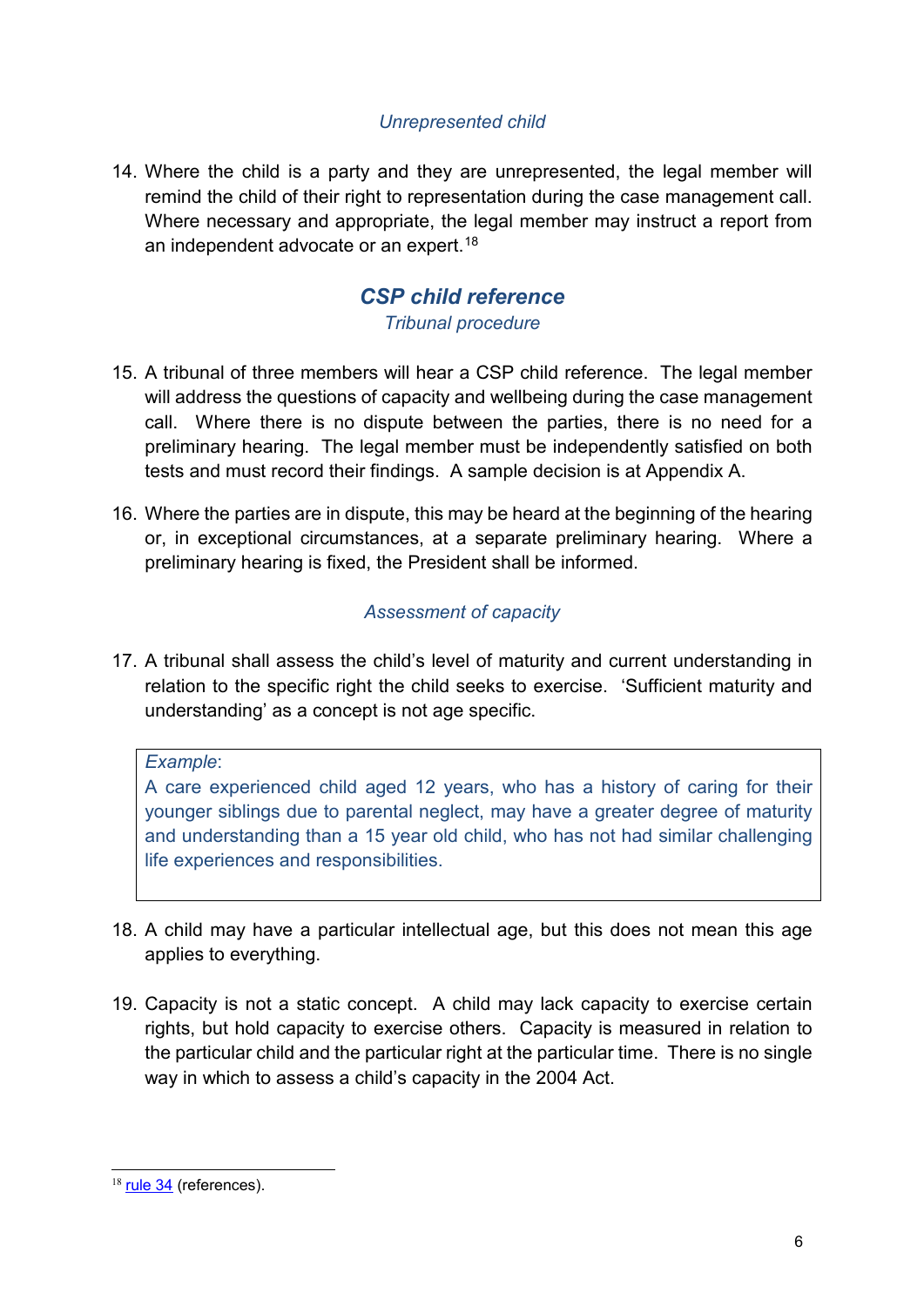*Unrepresented child*

14. Where the child is a party and they are unrepresented, the legal member will remind the child of their right to representation during the case management call. Where necessary and appropriate, the legal member may instruct a report from an independent advocate or an expert.[18]

## *CSP child reference*

*Tribunal procedure*

15. A tribunal of three members will hear a CSP child reference. The legal member will address the questions of capacity and wellbeing during the case management call. Where there is no dispute between the parties, there is no need for a preliminary hearing. The legal member must be independently satisfied on both tests and must record their findings. A sample decision is at Appendix A.

16. Where the parties are in dispute, this may be heard at the beginning of the hearing or, in exceptional circumstances, at a separate preliminary hearing. Where a preliminary hearing is fixed, the President shall be informed.

*Assessment of capacity*

17. A tribunal shall assess the child's level of maturity and current understanding in relation to the specific right the child seeks to exercise. 'Sufficient maturity and understanding' as a concept is not age specific.

> *Example*:
> A care experienced child aged 12 years, who has a history of caring for their younger siblings due to parental neglect, may have a greater degree of maturity and understanding than a 15 year old child, who has not had similar challenging life experiences and responsibilities.

18. A child may have a particular intellectual age, but this does not mean this age applies to everything.

19. Capacity is not a static concept. A child may lack capacity to exercise certain rights, but hold capacity to exercise others. Capacity is measured in relation to the particular child and the particular right at the particular time. There is no single way in which to assess a child's capacity in the 2004 Act.

---

[18] rule 34 (references).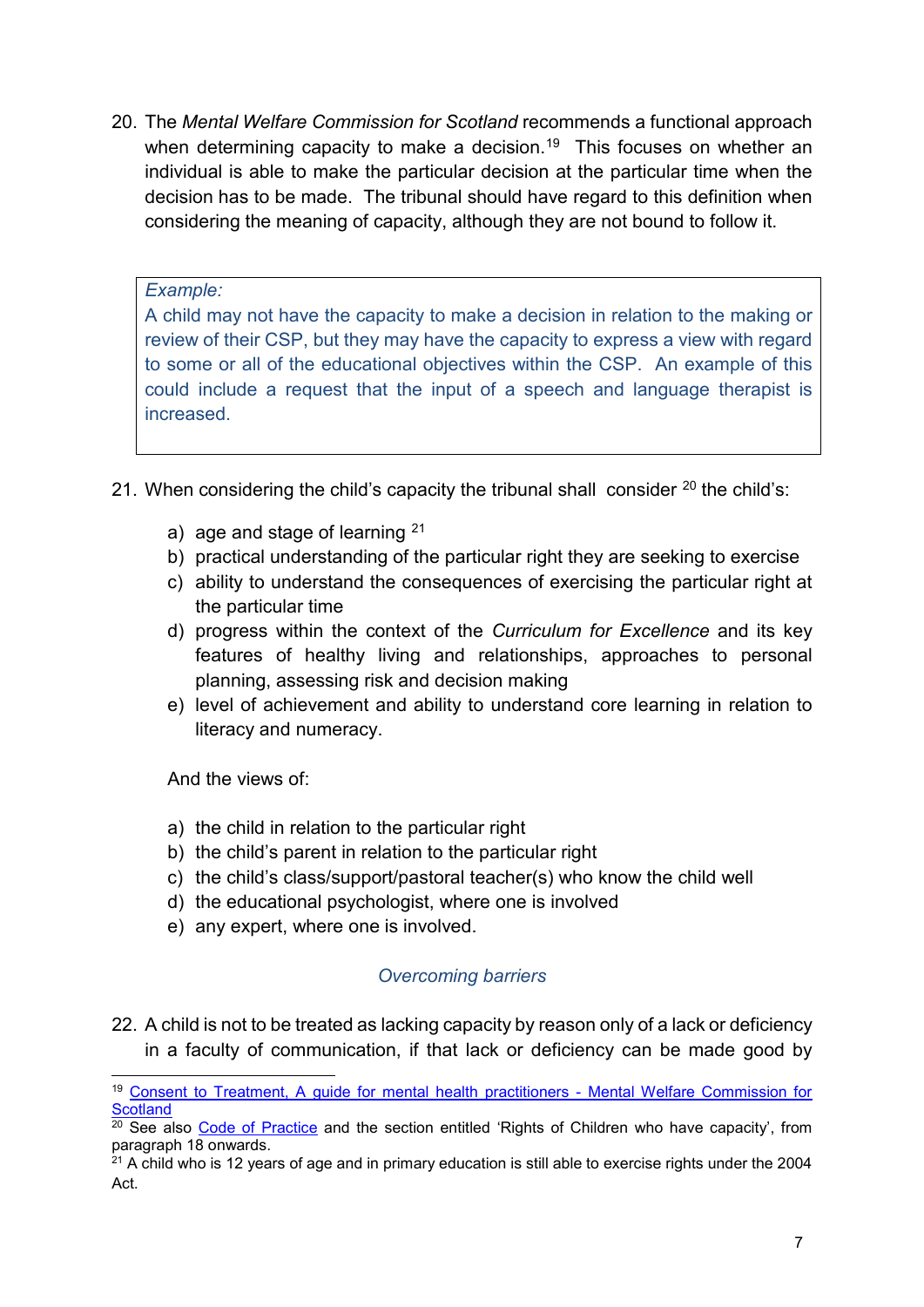20. The *Mental Welfare Commission for Scotland* recommends a functional approach when determining capacity to make a decision.[19] This focuses on whether an individual is able to make the particular decision at the particular time when the decision has to be made. The tribunal should have regard to this definition when considering the meaning of capacity, although they are not bound to follow it.

> *Example:*
> A child may not have the capacity to make a decision in relation to the making or review of their CSP, but they may have the capacity to express a view with regard to some or all of the educational objectives within the CSP. An example of this could include a request that the input of a speech and language therapist is increased.

21. When considering the child's capacity the tribunal shall consider [20] the child's:

    a) age and stage of learning [21]
    b) practical understanding of the particular right they are seeking to exercise
    c) ability to understand the consequences of exercising the particular right at the particular time
    d) progress within the context of the *Curriculum for Excellence* and its key features of healthy living and relationships, approaches to personal planning, assessing risk and decision making
    e) level of achievement and ability to understand core learning in relation to literacy and numeracy.

    And the views of:

    a) the child in relation to the particular right
    b) the child's parent in relation to the particular right
    c) the child's class/support/pastoral teacher(s) who know the child well
    d) the educational psychologist, where one is involved
    e) any expert, where one is involved.

### *Overcoming barriers*

22. A child is not to be treated as lacking capacity by reason only of a lack or deficiency in a faculty of communication, if that lack or deficiency can be made good by

---

[19] Consent to Treatment, A guide for mental health practitioners - Mental Welfare Commission for Scotland

[20] See also Code of Practice and the section entitled 'Rights of Children who have capacity', from paragraph 18 onwards.

[21] A child who is 12 years of age and in primary education is still able to exercise rights under the 2004 Act.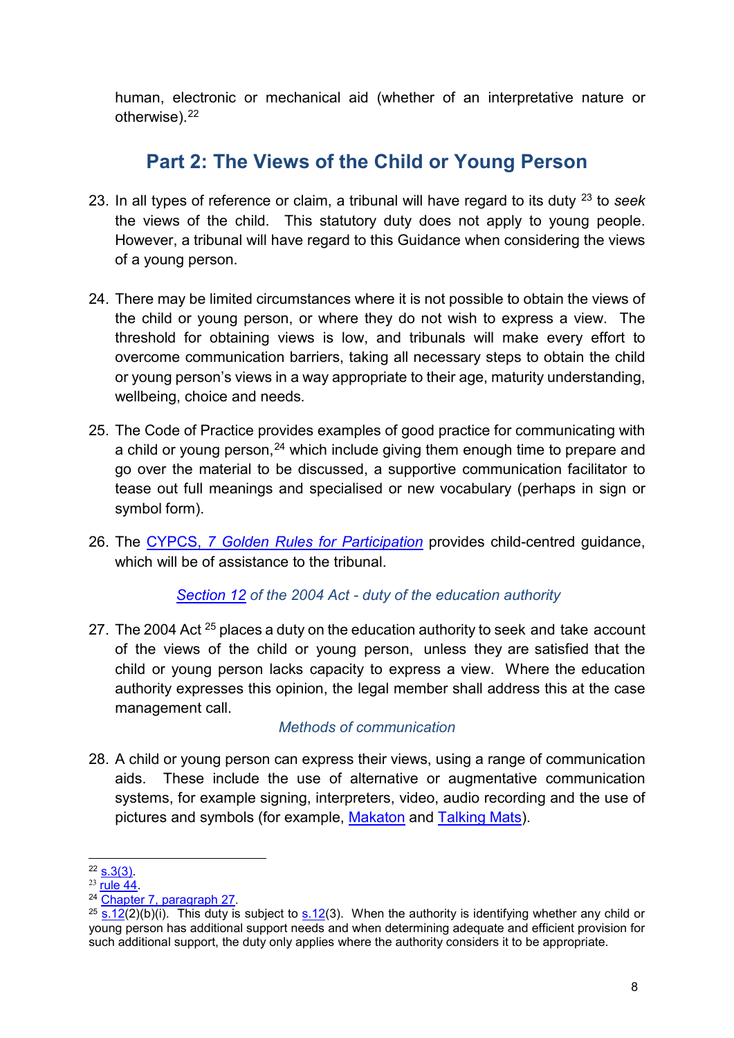human, electronic or mechanical aid (whether of an interpretative nature or otherwise).[22]

## Part 2: The Views of the Child or Young Person

23. In all types of reference or claim, a tribunal will have regard to its duty [23] to *seek* the views of the child. This statutory duty does not apply to young people. However, a tribunal will have regard to this Guidance when considering the views of a young person.

24. There may be limited circumstances where it is not possible to obtain the views of the child or young person, or where they do not wish to express a view. The threshold for obtaining views is low, and tribunals will make every effort to overcome communication barriers, taking all necessary steps to obtain the child or young person's views in a way appropriate to their age, maturity understanding, wellbeing, choice and needs.

25. The Code of Practice provides examples of good practice for communicating with a child or young person,[24] which include giving them enough time to prepare and go over the material to be discussed, a supportive communication facilitator to tease out full meanings and specialised or new vocabulary (perhaps in sign or symbol form).

26. The CYPCS, *7 Golden Rules for Participation* provides child-centred guidance, which will be of assistance to the tribunal.

### *Section 12 of the 2004 Act - duty of the education authority*

27. The 2004 Act [25] places a duty on the education authority to seek and take account of the views of the child or young person, unless they are satisfied that the child or young person lacks capacity to express a view. Where the education authority expresses this opinion, the legal member shall address this at the case management call.

### *Methods of communication*

28. A child or young person can express their views, using a range of communication aids. These include the use of alternative or augmentative communication systems, for example signing, interpreters, video, audio recording and the use of pictures and symbols (for example, Makaton and Talking Mats).

---

[22] s.3(3).
[23] rule 44.
[24] Chapter 7, paragraph 27.
[25] s.12(2)(b)(i). This duty is subject to s.12(3). When the authority is identifying whether any child or young person has additional support needs and when determining adequate and efficient provision for such additional support, the duty only applies where the authority considers it to be appropriate.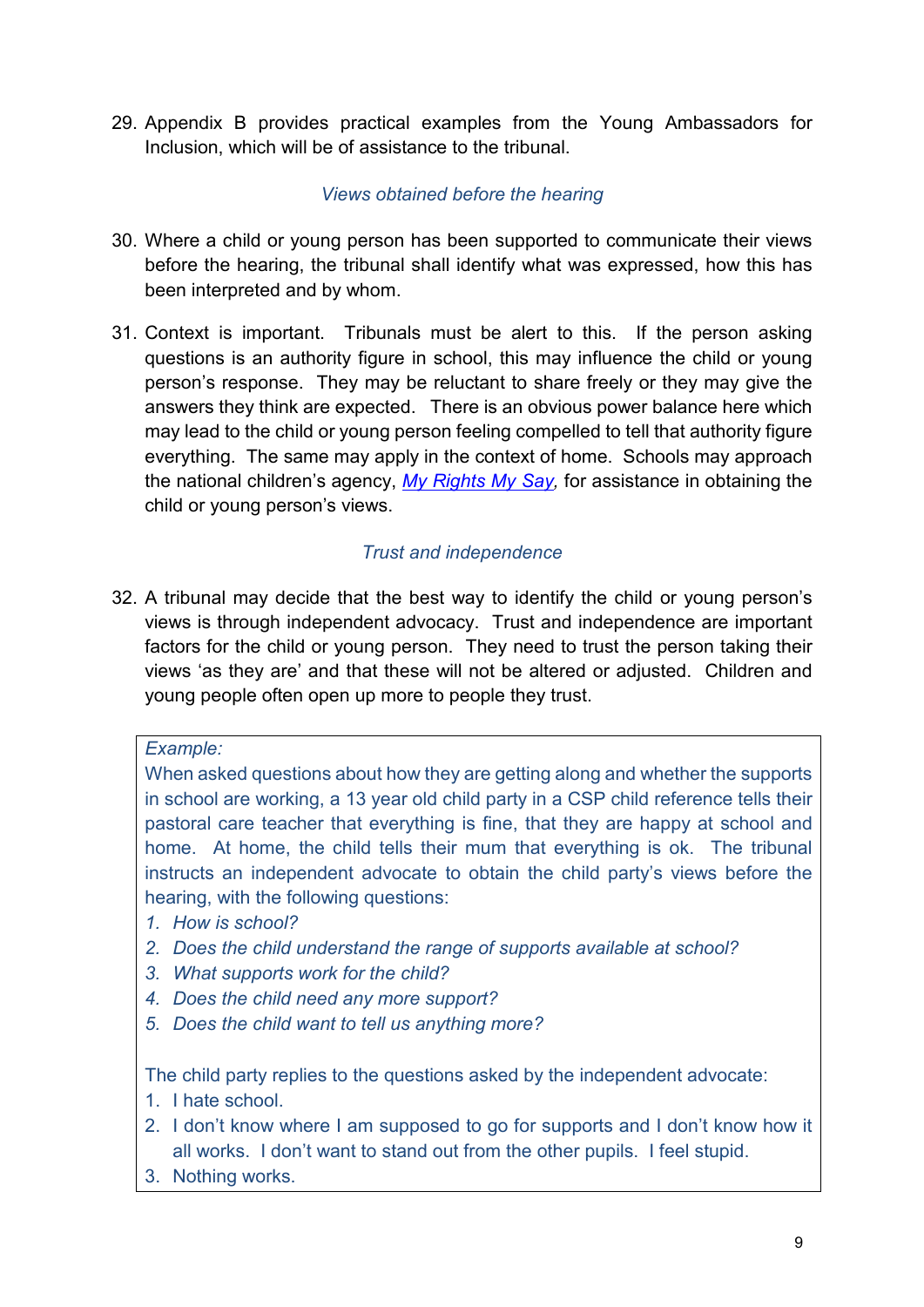29. Appendix B provides practical examples from the Young Ambassadors for Inclusion, which will be of assistance to the tribunal.

*Views obtained before the hearing*

30. Where a child or young person has been supported to communicate their views before the hearing, the tribunal shall identify what was expressed, how this has been interpreted and by whom.

31. Context is important. Tribunals must be alert to this. If the person asking questions is an authority figure in school, this may influence the child or young person's response. They may be reluctant to share freely or they may give the answers they think are expected. There is an obvious power balance here which may lead to the child or young person feeling compelled to tell that authority figure everything. The same may apply in the context of home. Schools may approach the national children's agency, *My Rights My Say*, for assistance in obtaining the child or young person's views.

*Trust and independence*

32. A tribunal may decide that the best way to identify the child or young person's views is through independent advocacy. Trust and independence are important factors for the child or young person. They need to trust the person taking their views 'as they are' and that these will not be altered or adjusted. Children and young people often open up more to people they trust.

> *Example:*
> When asked questions about how they are getting along and whether the supports in school are working, a 13 year old child party in a CSP child reference tells their pastoral care teacher that everything is fine, that they are happy at school and home. At home, the child tells their mum that everything is ok. The tribunal instructs an independent advocate to obtain the child party's views before the hearing, with the following questions:
>
> 1. *How is school?*
> 2. *Does the child understand the range of supports available at school?*
> 3. *What supports work for the child?*
> 4. *Does the child need any more support?*
> 5. *Does the child want to tell us anything more?*
>
> The child party replies to the questions asked by the independent advocate:
>
> 1. I hate school.
> 2. I don't know where I am supposed to go for supports and I don't know how it all works. I don't want to stand out from the other pupils. I feel stupid.
> 3. Nothing works.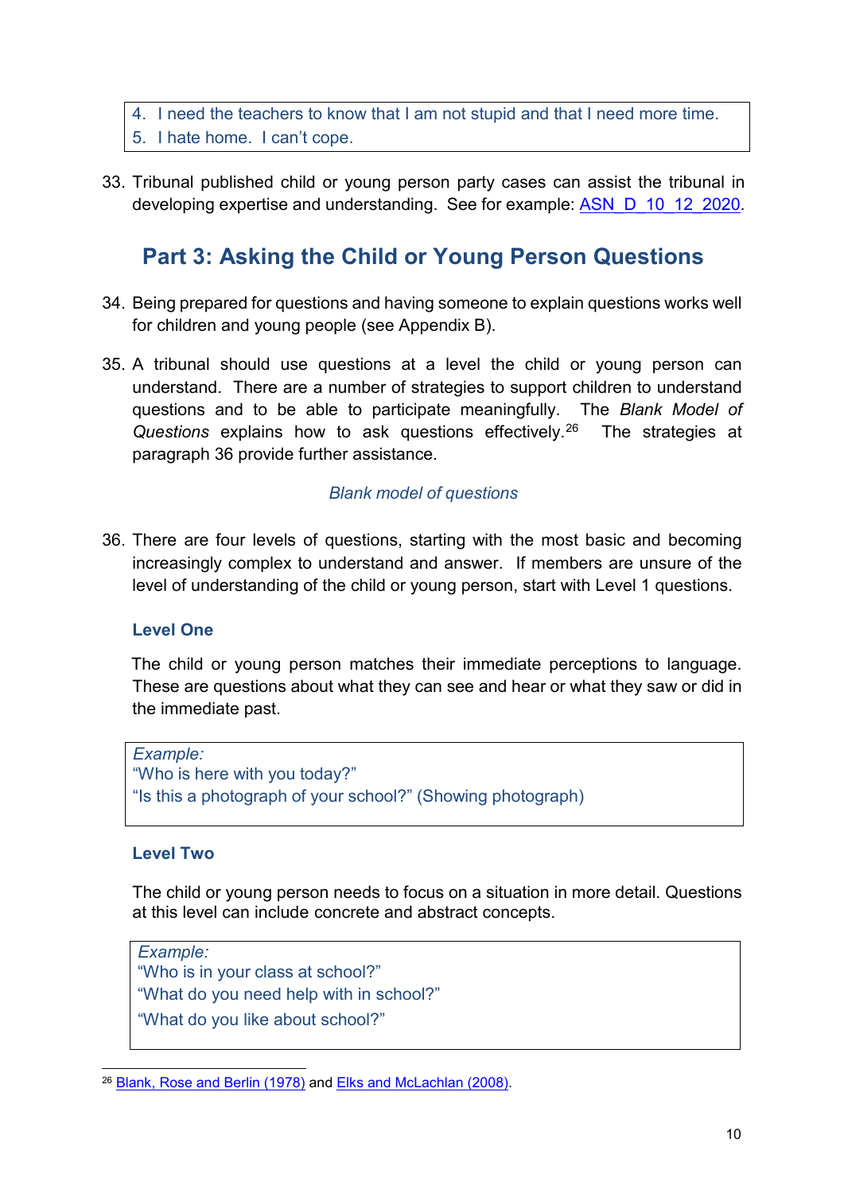> 4. I need the teachers to know that I am not stupid and that I need more time.
> 5. I hate home. I can't cope.

33. Tribunal published child or young person party cases can assist the tribunal in developing expertise and understanding. See for example: ASN_D_10_12_2020.

## Part 3: Asking the Child or Young Person Questions

34. Being prepared for questions and having someone to explain questions works well for children and young people (see Appendix B).

35. A tribunal should use questions at a level the child or young person can understand. There are a number of strategies to support children to understand questions and to be able to participate meaningfully. The *Blank Model of Questions* explains how to ask questions effectively.[26] The strategies at paragraph 36 provide further assistance.

*Blank model of questions*

36. There are four levels of questions, starting with the most basic and becoming increasingly complex to understand and answer. If members are unsure of the level of understanding of the child or young person, start with Level 1 questions.

### Level One

The child or young person matches their immediate perceptions to language. These are questions about what they can see and hear or what they saw or did in the immediate past.

> *Example:*
> "Who is here with you today?"
> "Is this a photograph of your school?" (Showing photograph)

### Level Two

The child or young person needs to focus on a situation in more detail. Questions at this level can include concrete and abstract concepts.

> *Example:*
> "Who is in your class at school?"
> "What do you need help with in school?"
> "What do you like about school?"

[26] Blank, Rose and Berlin (1978) and Elks and McLachlan (2008).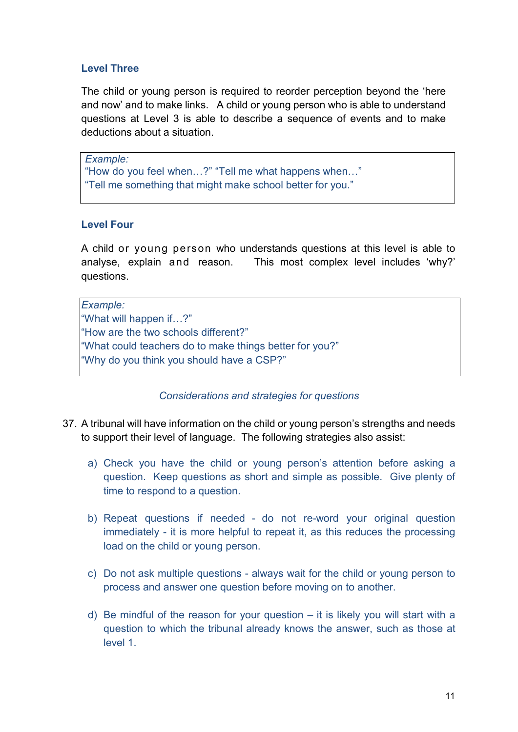### Level Three

The child or young person is required to reorder perception beyond the 'here and now' and to make links. A child or young person who is able to understand questions at Level 3 is able to describe a sequence of events and to make deductions about a situation.

> *Example:*
> "How do you feel when…?" "Tell me what happens when…"
> "Tell me something that might make school better for you."

### Level Four

A child or young person who understands questions at this level is able to analyse, explain and reason. This most complex level includes 'why?' questions.

> *Example:*
> "What will happen if…?"
> "How are the two schools different?"
> "What could teachers do to make things better for you?"
> "Why do you think you should have a CSP?"

*Considerations and strategies for questions*

37. A tribunal will have information on the child or young person's strengths and needs to support their level of language. The following strategies also assist:

    a) Check you have the child or young person's attention before asking a question. Keep questions as short and simple as possible. Give plenty of time to respond to a question.

    b) Repeat questions if needed - do not re-word your original question immediately - it is more helpful to repeat it, as this reduces the processing load on the child or young person.

    c) Do not ask multiple questions - always wait for the child or young person to process and answer one question before moving on to another.

    d) Be mindful of the reason for your question – it is likely you will start with a question to which the tribunal already knows the answer, such as those at level 1.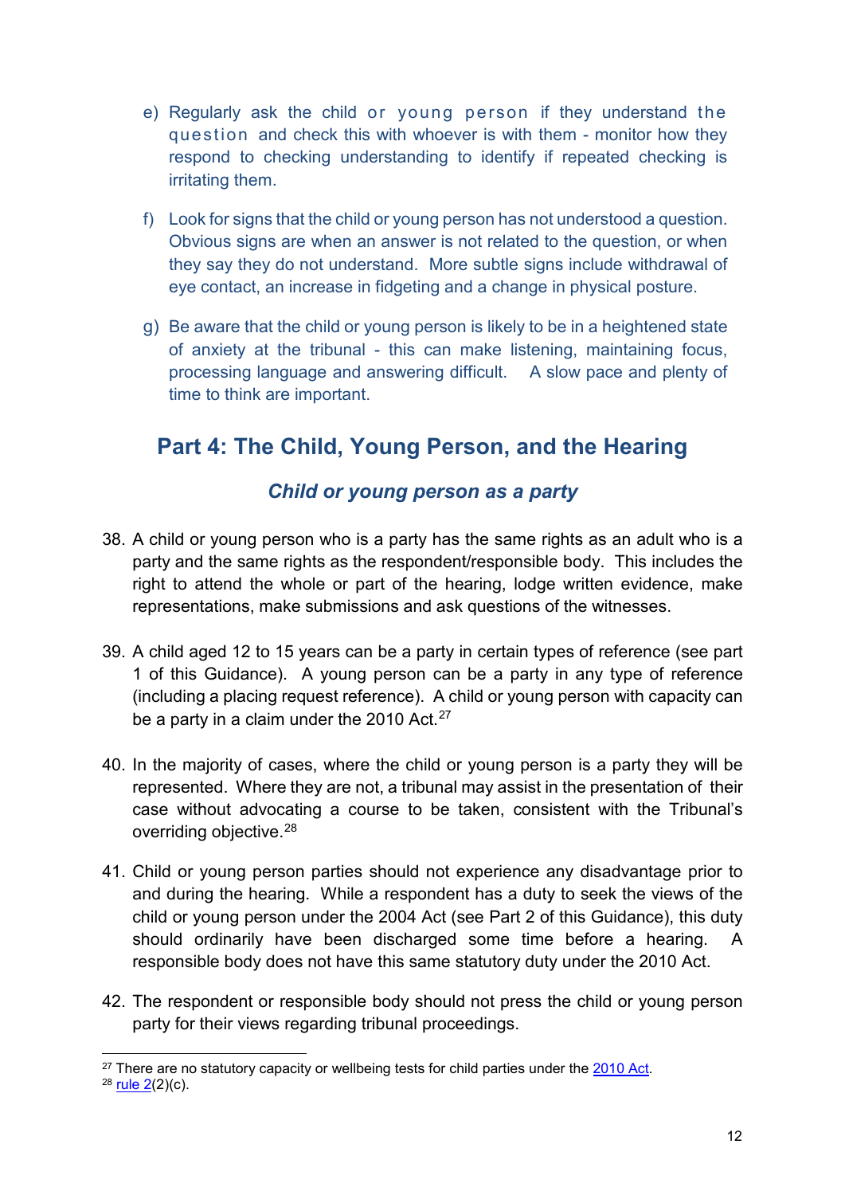e) Regularly ask the child or young person if they understand the question and check this with whoever is with them - monitor how they respond to checking understanding to identify if repeated checking is irritating them.

f) Look for signs that the child or young person has not understood a question. Obvious signs are when an answer is not related to the question, or when they say they do not understand. More subtle signs include withdrawal of eye contact, an increase in fidgeting and a change in physical posture.

g) Be aware that the child or young person is likely to be in a heightened state of anxiety at the tribunal - this can make listening, maintaining focus, processing language and answering difficult. A slow pace and plenty of time to think are important.

## Part 4: The Child, Young Person, and the Hearing

### *Child or young person as a party*

38. A child or young person who is a party has the same rights as an adult who is a party and the same rights as the respondent/responsible body. This includes the right to attend the whole or part of the hearing, lodge written evidence, make representations, make submissions and ask questions of the witnesses.

39. A child aged 12 to 15 years can be a party in certain types of reference (see part 1 of this Guidance). A young person can be a party in any type of reference (including a placing request reference). A child or young person with capacity can be a party in a claim under the 2010 Act.[27]

40. In the majority of cases, where the child or young person is a party they will be represented. Where they are not, a tribunal may assist in the presentation of their case without advocating a course to be taken, consistent with the Tribunal's overriding objective.[28]

41. Child or young person parties should not experience any disadvantage prior to and during the hearing. While a respondent has a duty to seek the views of the child or young person under the 2004 Act (see Part 2 of this Guidance), this duty should ordinarily have been discharged some time before a hearing. A responsible body does not have this same statutory duty under the 2010 Act.

42. The respondent or responsible body should not press the child or young person party for their views regarding tribunal proceedings.

---

[27] There are no statutory capacity or wellbeing tests for child parties under the 2010 Act.

[28] rule 2(2)(c).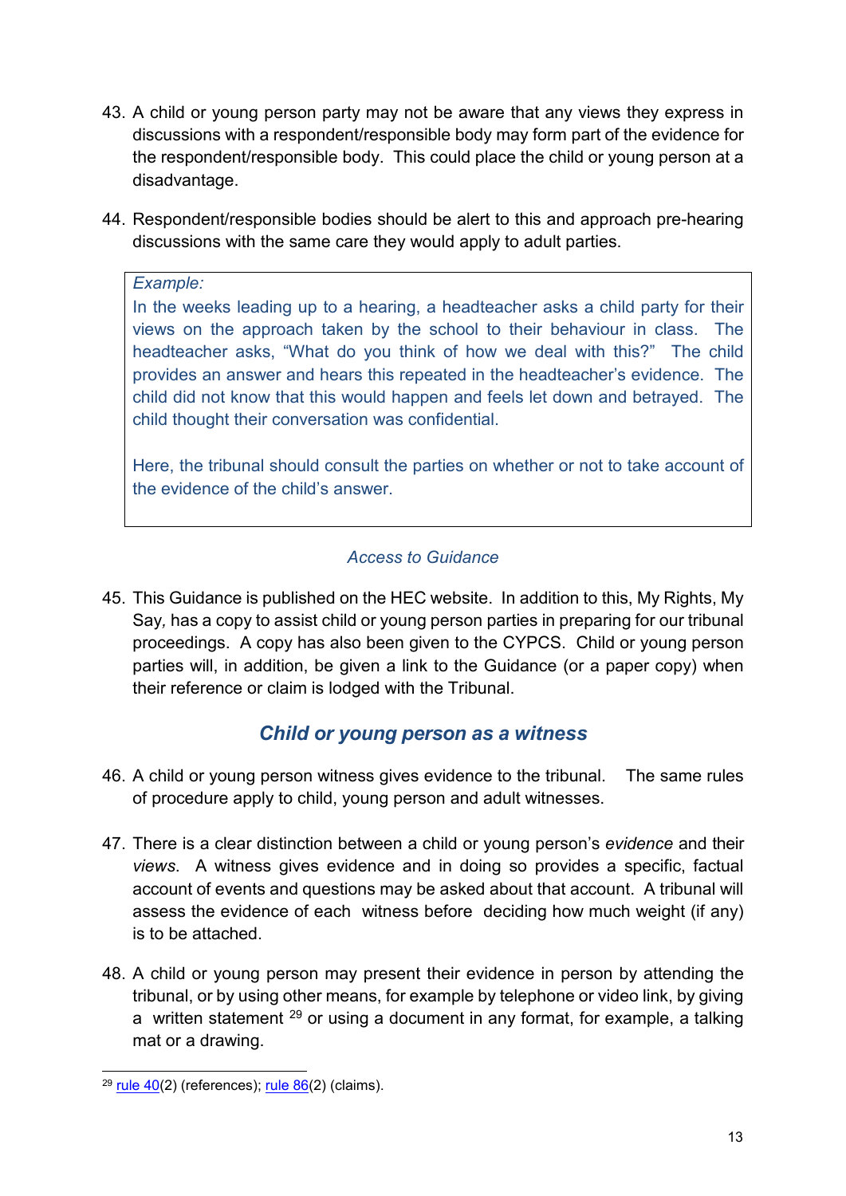43. A child or young person party may not be aware that any views they express in discussions with a respondent/responsible body may form part of the evidence for the respondent/responsible body. This could place the child or young person at a disadvantage.

44. Respondent/responsible bodies should be alert to this and approach pre-hearing discussions with the same care they would apply to adult parties.

> *Example:*
>
> In the weeks leading up to a hearing, a headteacher asks a child party for their views on the approach taken by the school to their behaviour in class. The headteacher asks, "What do you think of how we deal with this?" The child provides an answer and hears this repeated in the headteacher's evidence. The child did not know that this would happen and feels let down and betrayed. The child thought their conversation was confidential.
>
> Here, the tribunal should consult the parties on whether or not to take account of the evidence of the child's answer.

*Access to Guidance*

45. This Guidance is published on the HEC website. In addition to this, My Rights, My Say*,* has a copy to assist child or young person parties in preparing for our tribunal proceedings. A copy has also been given to the CYPCS. Child or young person parties will, in addition, be given a link to the Guidance (or a paper copy) when their reference or claim is lodged with the Tribunal.

## *Child or young person as a witness*

46. A child or young person witness gives evidence to the tribunal. The same rules of procedure apply to child, young person and adult witnesses.

47. There is a clear distinction between a child or young person's *evidence* and their *views*. A witness gives evidence and in doing so provides a specific, factual account of events and questions may be asked about that account. A tribunal will assess the evidence of each witness before deciding how much weight (if any) is to be attached.

48. A child or young person may present their evidence in person by attending the tribunal, or by using other means, for example by telephone or video link, by giving a written statement [29] or using a document in any format, for example, a talking mat or a drawing.

[29] rule 40(2) (references); rule 86(2) (claims).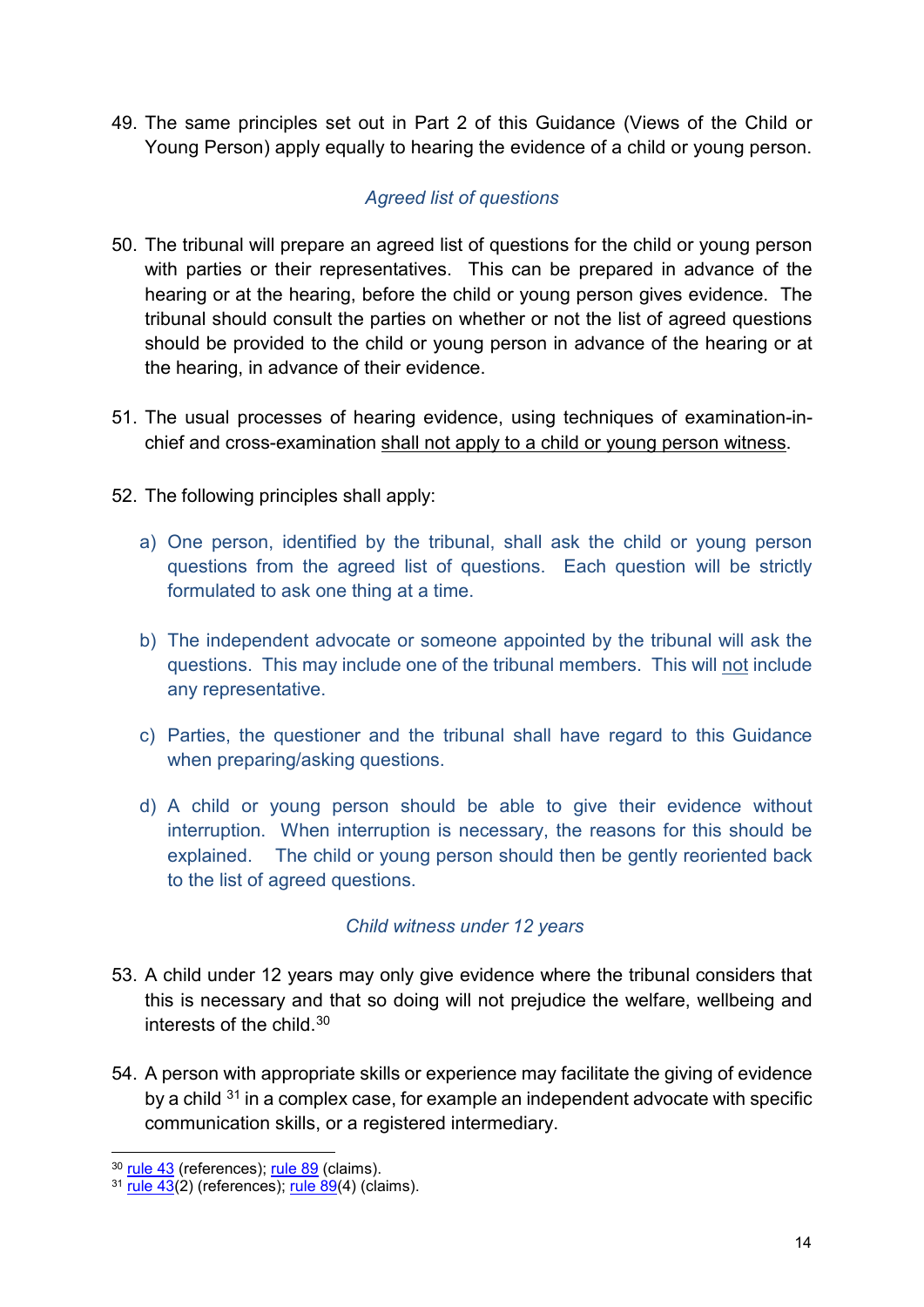49. The same principles set out in Part 2 of this Guidance (Views of the Child or Young Person) apply equally to hearing the evidence of a child or young person.

### *Agreed list of questions*

50. The tribunal will prepare an agreed list of questions for the child or young person with parties or their representatives. This can be prepared in advance of the hearing or at the hearing, before the child or young person gives evidence. The tribunal should consult the parties on whether or not the list of agreed questions should be provided to the child or young person in advance of the hearing or at the hearing, in advance of their evidence.

51. The usual processes of hearing evidence, using techniques of examination-in-chief and cross-examination <u>shall not apply to a child or young person witness</u>.

52. The following principles shall apply:

    a) One person, identified by the tribunal, shall ask the child or young person questions from the agreed list of questions. Each question will be strictly formulated to ask one thing at a time.

    b) The independent advocate or someone appointed by the tribunal will ask the questions. This may include one of the tribunal members. This will <u>not</u> include any representative.

    c) Parties, the questioner and the tribunal shall have regard to this Guidance when preparing/asking questions.

    d) A child or young person should be able to give their evidence without interruption. When interruption is necessary, the reasons for this should be explained. The child or young person should then be gently reoriented back to the list of agreed questions.

### *Child witness under 12 years*

53. A child under 12 years may only give evidence where the tribunal considers that this is necessary and that so doing will not prejudice the welfare, wellbeing and interests of the child.[30]

54. A person with appropriate skills or experience may facilitate the giving of evidence by a child [31] in a complex case, for example an independent advocate with specific communication skills, or a registered intermediary.

---

[30] rule 43 (references); rule 89 (claims).

[31] rule 43(2) (references); rule 89(4) (claims).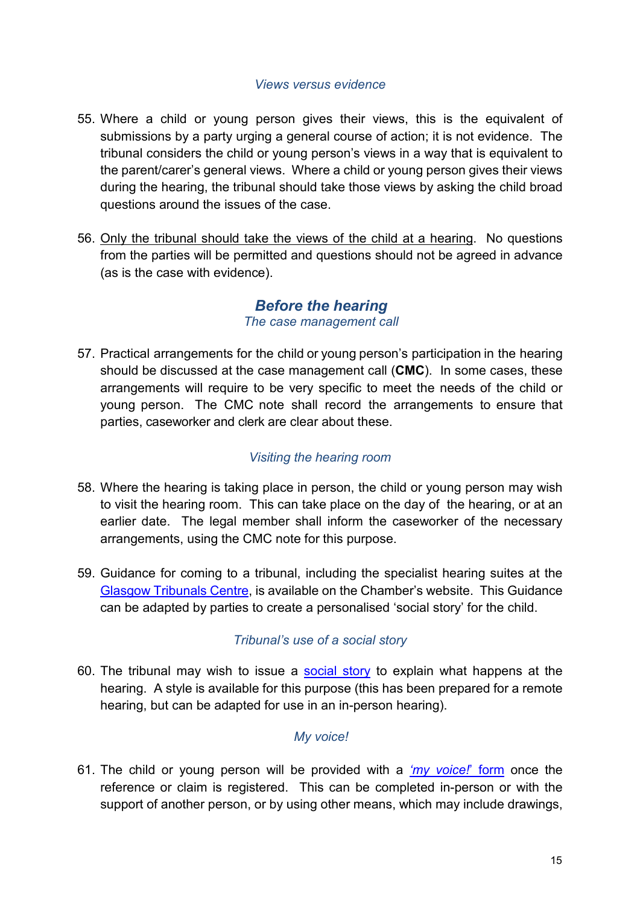*Views versus evidence*

55. Where a child or young person gives their views, this is the equivalent of submissions by a party urging a general course of action; it is not evidence. The tribunal considers the child or young person's views in a way that is equivalent to the parent/carer's general views. Where a child or young person gives their views during the hearing, the tribunal should take those views by asking the child broad questions around the issues of the case.

56. <u>Only the tribunal should take the views of the child at a hearing</u>. No questions from the parties will be permitted and questions should not be agreed in advance (as is the case with evidence).

## *Before the hearing*

*The case management call*

57. Practical arrangements for the child or young person's participation in the hearing should be discussed at the case management call (**CMC**). In some cases, these arrangements will require to be very specific to meet the needs of the child or young person. The CMC note shall record the arrangements to ensure that parties, caseworker and clerk are clear about these.

*Visiting the hearing room*

58. Where the hearing is taking place in person, the child or young person may wish to visit the hearing room. This can take place on the day of the hearing, or at an earlier date. The legal member shall inform the caseworker of the necessary arrangements, using the CMC note for this purpose.

59. Guidance for coming to a tribunal, including the specialist hearing suites at the Glasgow Tribunals Centre, is available on the Chamber's website. This Guidance can be adapted by parties to create a personalised 'social story' for the child.

*Tribunal's use of a social story*

60. The tribunal may wish to issue a social story to explain what happens at the hearing. A style is available for this purpose (this has been prepared for a remote hearing, but can be adapted for use in an in-person hearing).

*My voice!*

61. The child or young person will be provided with a *'my voice!'* form once the reference or claim is registered. This can be completed in-person or with the support of another person, or by using other means, which may include drawings,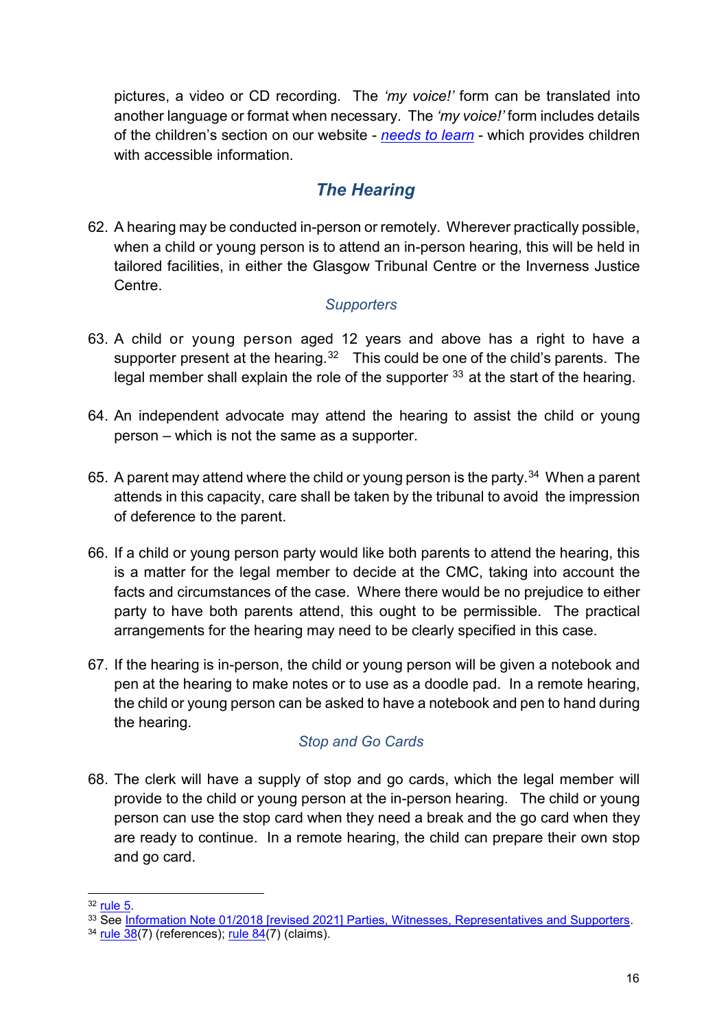pictures, a video or CD recording. The *'my voice!'* form can be translated into another language or format when necessary. The *'my voice!'* form includes details of the children's section on our website - *needs to learn* - which provides children with accessible information.

## *The Hearing*

62. A hearing may be conducted in-person or remotely. Wherever practically possible, when a child or young person is to attend an in-person hearing, this will be held in tailored facilities, in either the Glasgow Tribunal Centre or the Inverness Justice Centre.

### *Supporters*

63. A child or young person aged 12 years and above has a right to have a supporter present at the hearing.[32] This could be one of the child's parents. The legal member shall explain the role of the supporter [33] at the start of the hearing.

64. An independent advocate may attend the hearing to assist the child or young person – which is not the same as a supporter.

65. A parent may attend where the child or young person is the party.[34] When a parent attends in this capacity, care shall be taken by the tribunal to avoid the impression of deference to the parent.

66. If a child or young person party would like both parents to attend the hearing, this is a matter for the legal member to decide at the CMC, taking into account the facts and circumstances of the case. Where there would be no prejudice to either party to have both parents attend, this ought to be permissible. The practical arrangements for the hearing may need to be clearly specified in this case.

67. If the hearing is in-person, the child or young person will be given a notebook and pen at the hearing to make notes or to use as a doodle pad. In a remote hearing, the child or young person can be asked to have a notebook and pen to hand during the hearing.

### *Stop and Go Cards*

68. The clerk will have a supply of stop and go cards, which the legal member will provide to the child or young person at the in-person hearing. The child or young person can use the stop card when they need a break and the go card when they are ready to continue. In a remote hearing, the child can prepare their own stop and go card.

---

[32] rule 5.

[33] See Information Note 01/2018 [revised 2021] Parties, Witnesses, Representatives and Supporters.

[34] rule 38(7) (references); rule 84(7) (claims).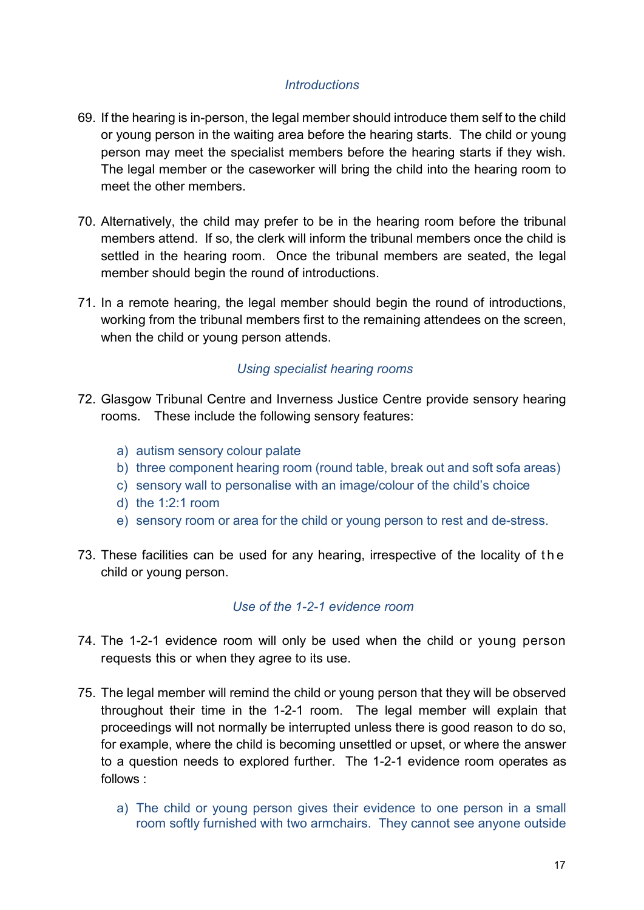*Introductions*

69. If the hearing is in-person, the legal member should introduce them self to the child or young person in the waiting area before the hearing starts. The child or young person may meet the specialist members before the hearing starts if they wish. The legal member or the caseworker will bring the child into the hearing room to meet the other members.

70. Alternatively, the child may prefer to be in the hearing room before the tribunal members attend. If so, the clerk will inform the tribunal members once the child is settled in the hearing room. Once the tribunal members are seated, the legal member should begin the round of introductions.

71. In a remote hearing, the legal member should begin the round of introductions, working from the tribunal members first to the remaining attendees on the screen, when the child or young person attends.

*Using specialist hearing rooms*

72. Glasgow Tribunal Centre and Inverness Justice Centre provide sensory hearing rooms. These include the following sensory features:

    a) autism sensory colour palate
    b) three component hearing room (round table, break out and soft sofa areas)
    c) sensory wall to personalise with an image/colour of the child's choice
    d) the 1:2:1 room
    e) sensory room or area for the child or young person to rest and de-stress.

73. These facilities can be used for any hearing, irrespective of the locality of the child or young person.

*Use of the 1-2-1 evidence room*

74. The 1-2-1 evidence room will only be used when the child or young person requests this or when they agree to its use.

75. The legal member will remind the child or young person that they will be observed throughout their time in the 1-2-1 room. The legal member will explain that proceedings will not normally be interrupted unless there is good reason to do so, for example, where the child is becoming unsettled or upset, or where the answer to a question needs to explored further. The 1-2-1 evidence room operates as follows :

    a) The child or young person gives their evidence to one person in a small room softly furnished with two armchairs. They cannot see anyone outside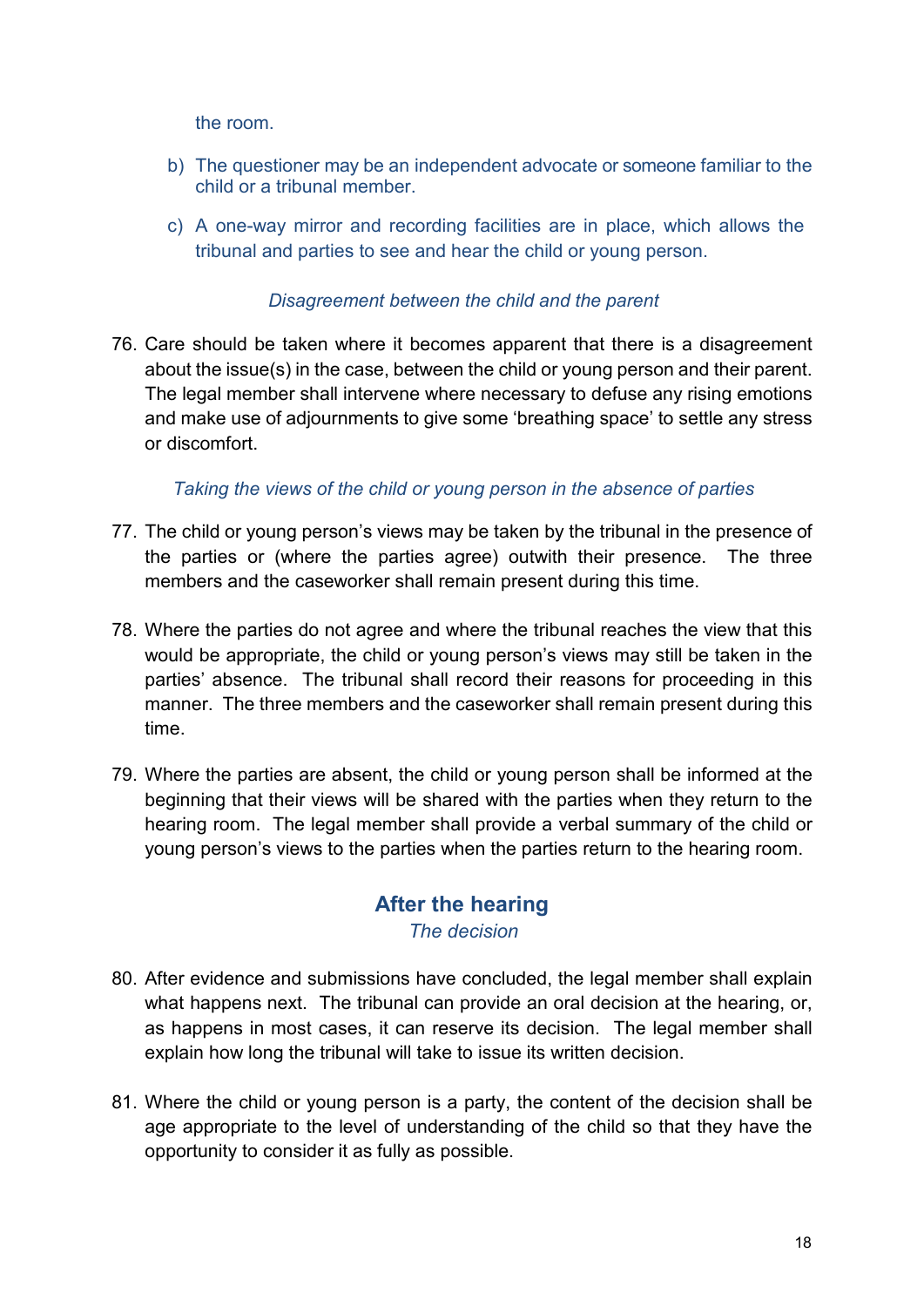the room.

b) The questioner may be an independent advocate or someone familiar to the child or a tribunal member.

c) A one-way mirror and recording facilities are in place, which allows the tribunal and parties to see and hear the child or young person.

*Disagreement between the child and the parent*

76. Care should be taken where it becomes apparent that there is a disagreement about the issue(s) in the case, between the child or young person and their parent. The legal member shall intervene where necessary to defuse any rising emotions and make use of adjournments to give some 'breathing space' to settle any stress or discomfort.

*Taking the views of the child or young person in the absence of parties*

77. The child or young person's views may be taken by the tribunal in the presence of the parties or (where the parties agree) outwith their presence. The three members and the caseworker shall remain present during this time.

78. Where the parties do not agree and where the tribunal reaches the view that this would be appropriate, the child or young person's views may still be taken in the parties' absence. The tribunal shall record their reasons for proceeding in this manner. The three members and the caseworker shall remain present during this time.

79. Where the parties are absent, the child or young person shall be informed at the beginning that their views will be shared with the parties when they return to the hearing room. The legal member shall provide a verbal summary of the child or young person's views to the parties when the parties return to the hearing room.

## After the hearing

*The decision*

80. After evidence and submissions have concluded, the legal member shall explain what happens next. The tribunal can provide an oral decision at the hearing, or, as happens in most cases, it can reserve its decision. The legal member shall explain how long the tribunal will take to issue its written decision.

81. Where the child or young person is a party, the content of the decision shall be age appropriate to the level of understanding of the child so that they have the opportunity to consider it as fully as possible.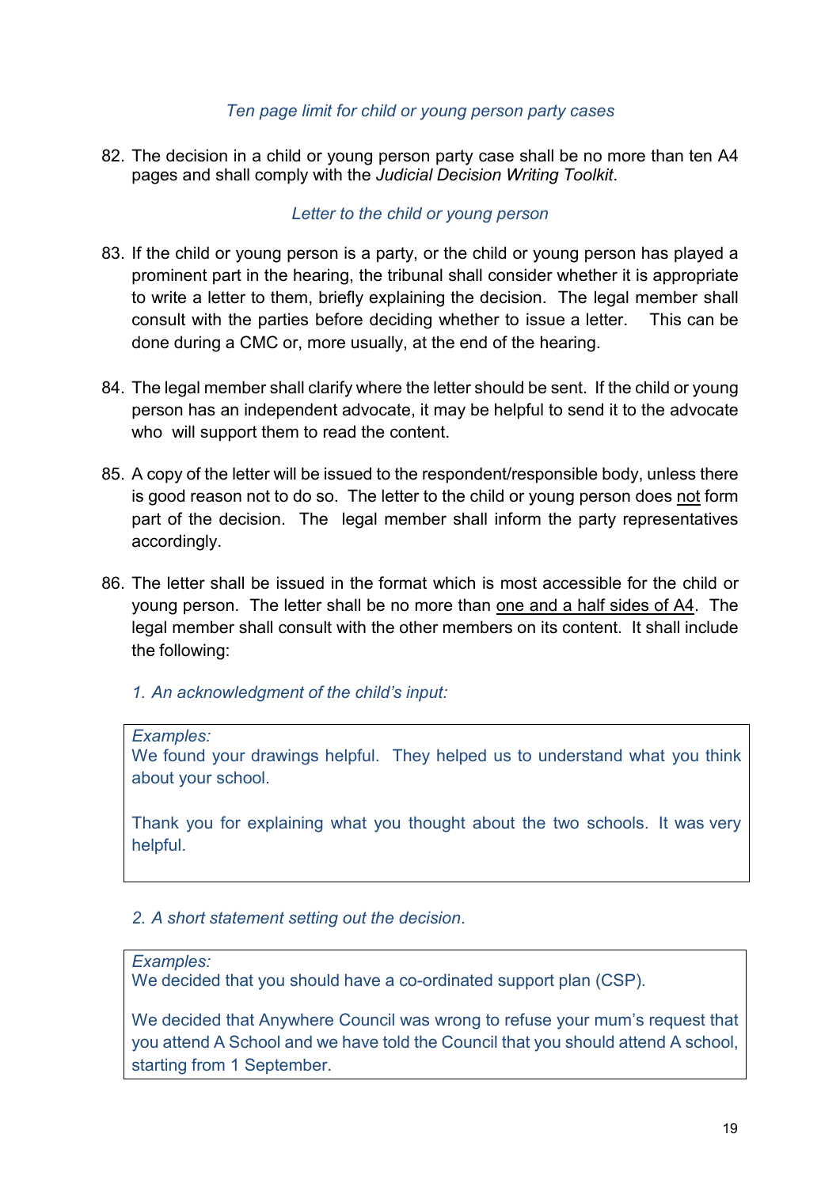### *Ten page limit for child or young person party cases*

82. The decision in a child or young person party case shall be no more than ten A4 pages and shall comply with the *Judicial Decision Writing Toolkit*.

### *Letter to the child or young person*

83. If the child or young person is a party, or the child or young person has played a prominent part in the hearing, the tribunal shall consider whether it is appropriate to write a letter to them, briefly explaining the decision. The legal member shall consult with the parties before deciding whether to issue a letter. This can be done during a CMC or, more usually, at the end of the hearing.

84. The legal member shall clarify where the letter should be sent. If the child or young person has an independent advocate, it may be helpful to send it to the advocate who will support them to read the content.

85. A copy of the letter will be issued to the respondent/responsible body, unless there is good reason not to do so. The letter to the child or young person does <u>not</u> form part of the decision. The legal member shall inform the party representatives accordingly.

86. The letter shall be issued in the format which is most accessible for the child or young person. The letter shall be no more than <u>one and a half sides of A4</u>. The legal member shall consult with the other members on its content. It shall include the following:

*1. An acknowledgment of the child's input:*

> *Examples:*
> We found your drawings helpful. They helped us to understand what you think about your school.
>
> Thank you for explaining what you thought about the two schools. It was very helpful.

*2. A short statement setting out the decision.*

> *Examples:*
> We decided that you should have a co-ordinated support plan (CSP).
>
> We decided that Anywhere Council was wrong to refuse your mum's request that you attend A School and we have told the Council that you should attend A school, starting from 1 September.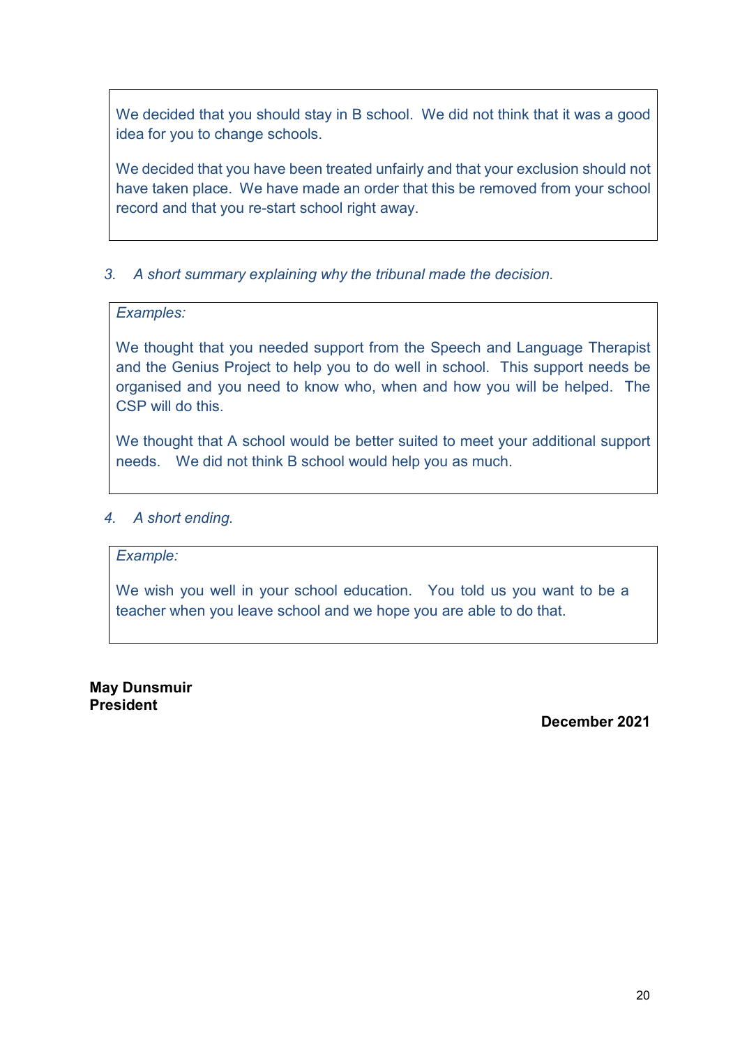We decided that you should stay in B school. We did not think that it was a good idea for you to change schools.

We decided that you have been treated unfairly and that your exclusion should not have taken place. We have made an order that this be removed from your school record and that you re-start school right away.

3. *A short summary explaining why the tribunal made the decision.*

*Examples:*

We thought that you needed support from the Speech and Language Therapist and the Genius Project to help you to do well in school. This support needs be organised and you need to know who, when and how you will be helped. The CSP will do this.

We thought that A school would be better suited to meet your additional support needs. We did not think B school would help you as much.

4. *A short ending.*

*Example:*

We wish you well in your school education. You told us you want to be a teacher when you leave school and we hope you are able to do that.

**May Dunsmuir**
**President**

**December 2021**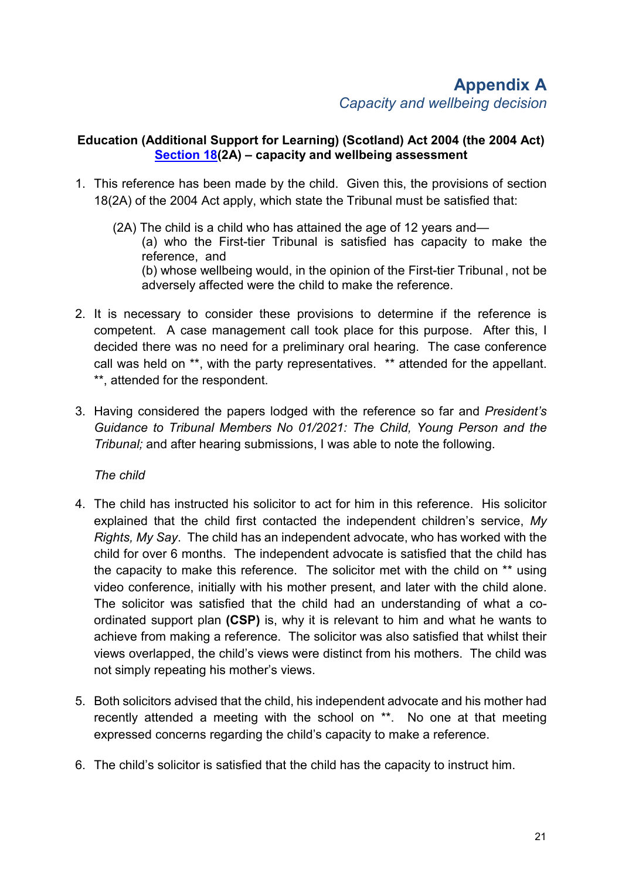# Appendix A

*Capacity and wellbeing decision*

**Education (Additional Support for Learning) (Scotland) Act 2004 (the 2004 Act) Section 18(2A) – capacity and wellbeing assessment**

1. This reference has been made by the child. Given this, the provisions of section 18(2A) of the 2004 Act apply, which state the Tribunal must be satisfied that:

   (2A) The child is a child who has attained the age of 12 years and—
   (a) who the First-tier Tribunal is satisfied has capacity to make the reference, and
   (b) whose wellbeing would, in the opinion of the First-tier Tribunal, not be adversely affected were the child to make the reference.

2. It is necessary to consider these provisions to determine if the reference is competent. A case management call took place for this purpose. After this, I decided there was no need for a preliminary oral hearing. The case conference call was held on **, with the party representatives. ** attended for the appellant. **, attended for the respondent.

3. Having considered the papers lodged with the reference so far and *President's Guidance to Tribunal Members No 01/2021: The Child, Young Person and the Tribunal;* and after hearing submissions, I was able to note the following.

   *The child*

4. The child has instructed his solicitor to act for him in this reference. His solicitor explained that the child first contacted the independent children's service, *My Rights, My Say*. The child has an independent advocate, who has worked with the child for over 6 months. The independent advocate is satisfied that the child has the capacity to make this reference. The solicitor met with the child on ** using video conference, initially with his mother present, and later with the child alone. The solicitor was satisfied that the child had an understanding of what a co-ordinated support plan **(CSP)** is, why it is relevant to him and what he wants to achieve from making a reference. The solicitor was also satisfied that whilst their views overlapped, the child's views were distinct from his mothers. The child was not simply repeating his mother's views.

5. Both solicitors advised that the child, his independent advocate and his mother had recently attended a meeting with the school on **. No one at that meeting expressed concerns regarding the child's capacity to make a reference.

6. The child's solicitor is satisfied that the child has the capacity to instruct him.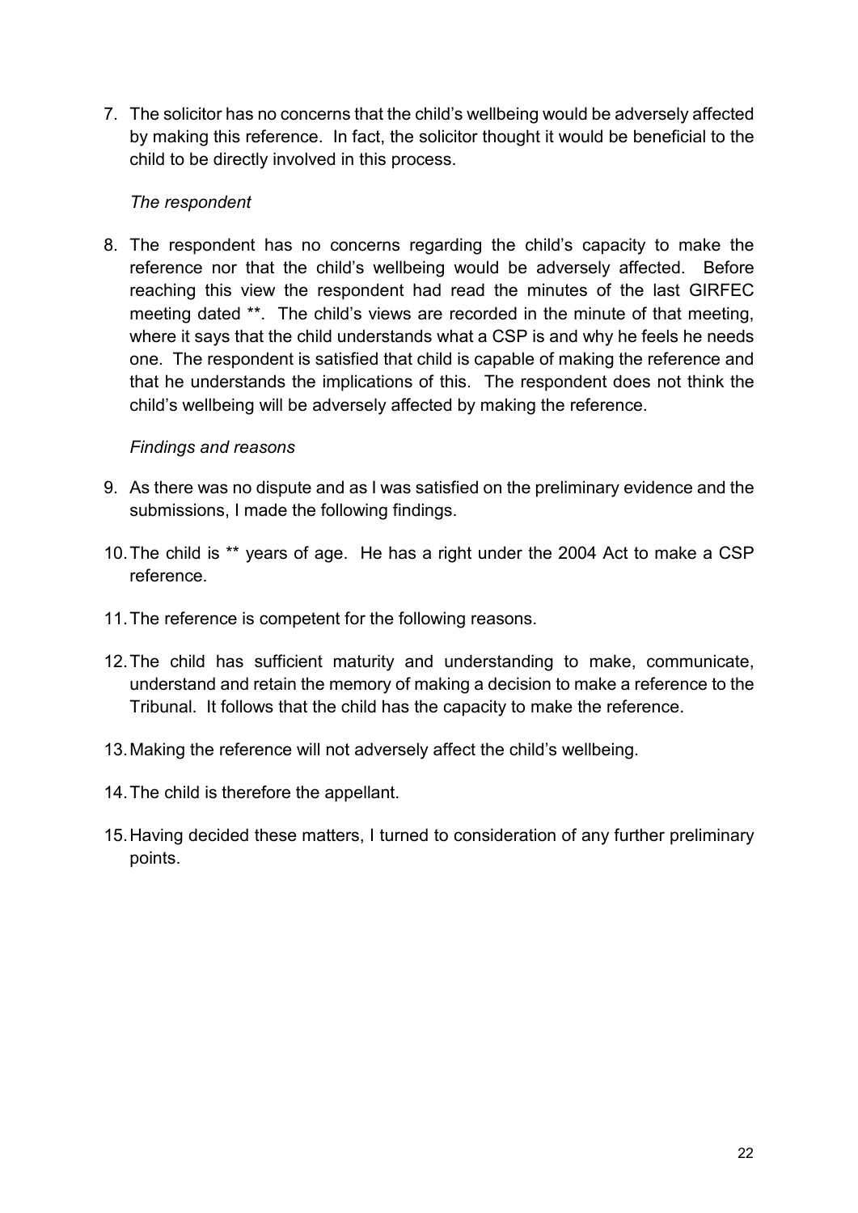7. The solicitor has no concerns that the child's wellbeing would be adversely affected by making this reference. In fact, the solicitor thought it would be beneficial to the child to be directly involved in this process.

*The respondent*

8. The respondent has no concerns regarding the child's capacity to make the reference nor that the child's wellbeing would be adversely affected. Before reaching this view the respondent had read the minutes of the last GIRFEC meeting dated **. The child's views are recorded in the minute of that meeting, where it says that the child understands what a CSP is and why he feels he needs one. The respondent is satisfied that child is capable of making the reference and that he understands the implications of this. The respondent does not think the child's wellbeing will be adversely affected by making the reference.

*Findings and reasons*

9. As there was no dispute and as I was satisfied on the preliminary evidence and the submissions, I made the following findings.

10. The child is ** years of age. He has a right under the 2004 Act to make a CSP reference.

11. The reference is competent for the following reasons.

12. The child has sufficient maturity and understanding to make, communicate, understand and retain the memory of making a decision to make a reference to the Tribunal. It follows that the child has the capacity to make the reference.

13. Making the reference will not adversely affect the child's wellbeing.

14. The child is therefore the appellant.

15. Having decided these matters, I turned to consideration of any further preliminary points.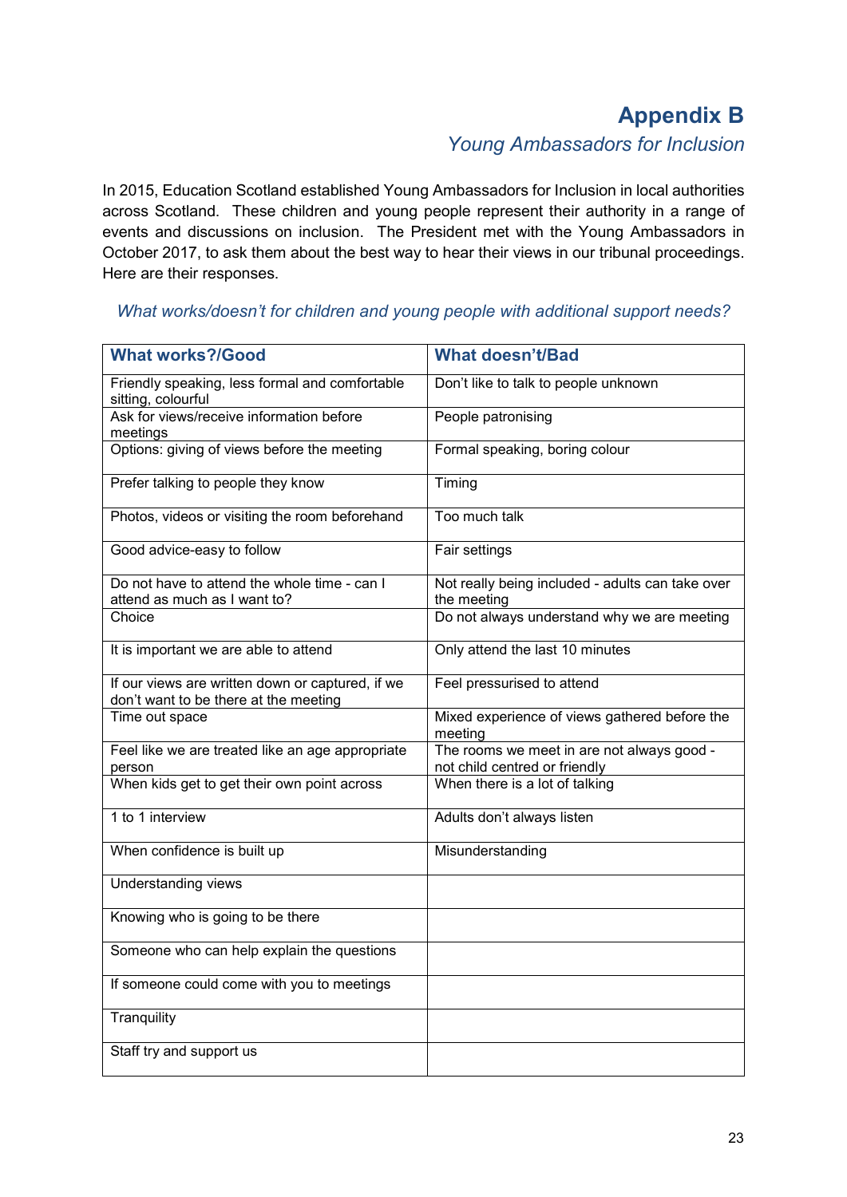# Appendix B

## *Young Ambassadors for Inclusion*

In 2015, Education Scotland established Young Ambassadors for Inclusion in local authorities across Scotland. These children and young people represent their authority in a range of events and discussions on inclusion. The President met with the Young Ambassadors in October 2017, to ask them about the best way to hear their views in our tribunal proceedings. Here are their responses.

### *What works/doesn't for children and young people with additional support needs?*

| What works?/Good | What doesn't/Bad |
|---|---|
| Friendly speaking, less formal and comfortable sitting, colourful | Don't like to talk to people unknown |
| Ask for views/receive information before meetings | People patronising |
| Options: giving of views before the meeting | Formal speaking, boring colour |
| Prefer talking to people they know | Timing |
| Photos, videos or visiting the room beforehand | Too much talk |
| Good advice-easy to follow | Fair settings |
| Do not have to attend the whole time - can I attend as much as I want to? | Not really being included - adults can take over the meeting |
| Choice | Do not always understand why we are meeting |
| It is important we are able to attend | Only attend the last 10 minutes |
| If our views are written down or captured, if we don't want to be there at the meeting | Feel pressurised to attend |
| Time out space | Mixed experience of views gathered before the meeting |
| Feel like we are treated like an age appropriate person | The rooms we meet in are not always good - not child centred or friendly |
| When kids get to get their own point across | When there is a lot of talking |
| 1 to 1 interview | Adults don't always listen |
| When confidence is built up | Misunderstanding |
| Understanding views | |
| Knowing who is going to be there | |
| Someone who can help explain the questions | |
| If someone could come with you to meetings | |
| Tranquility | |
| Staff try and support us | |